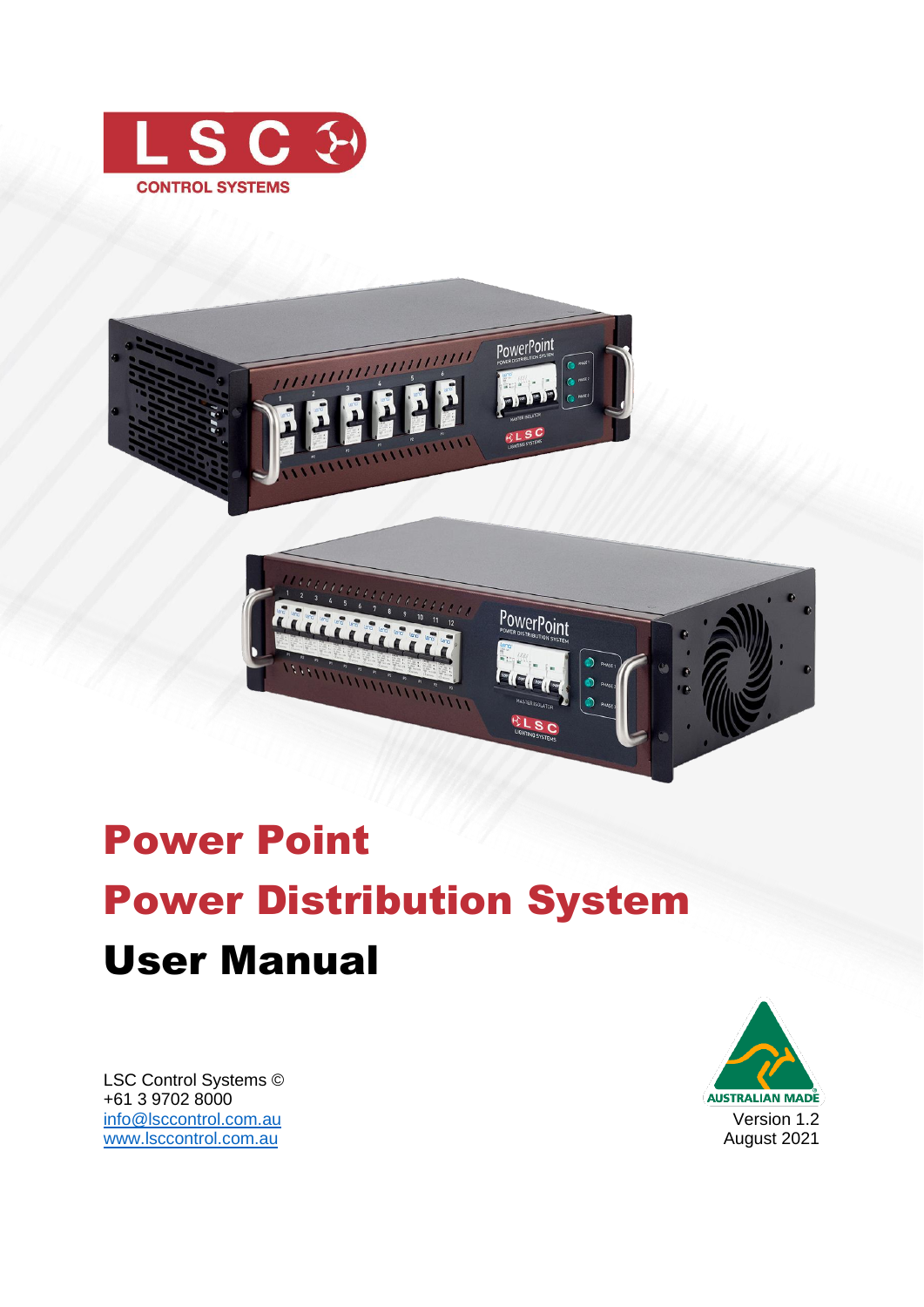# Power Point

# Power Distribution System

# User Manual

LSC Control Systems ©
+61 3 9702 8000
info@lsccontrol.com.au
www.lsccontrol.com.au

Version 1.2
August 2021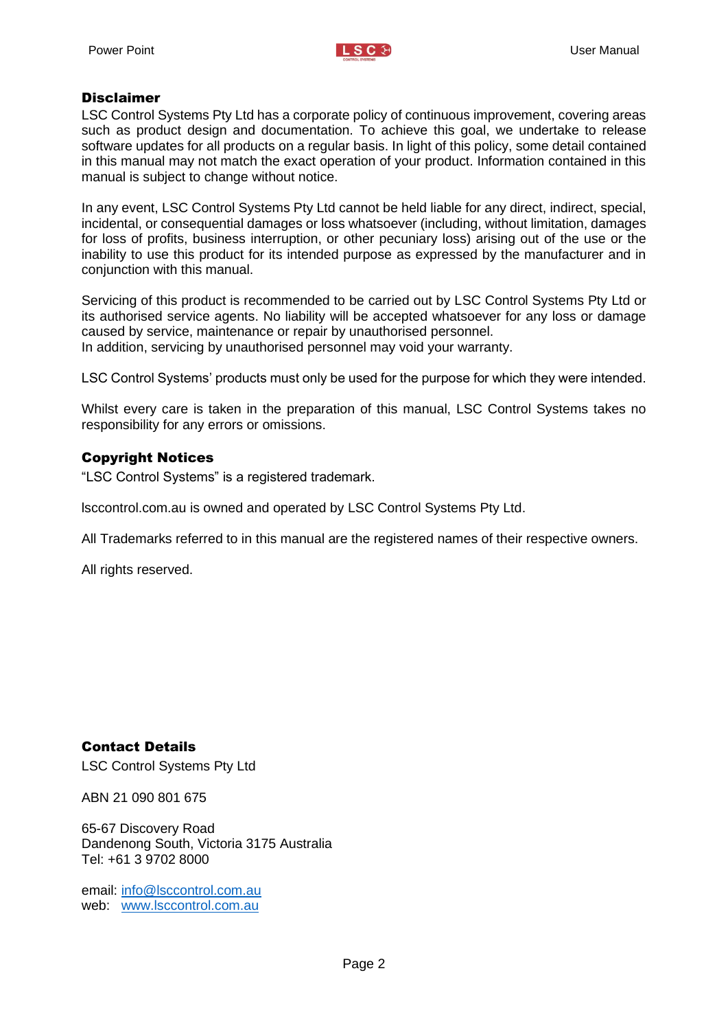## Disclaimer

LSC Control Systems Pty Ltd has a corporate policy of continuous improvement, covering areas such as product design and documentation. To achieve this goal, we undertake to release software updates for all products on a regular basis. In light of this policy, some detail contained in this manual may not match the exact operation of your product. Information contained in this manual is subject to change without notice.

In any event, LSC Control Systems Pty Ltd cannot be held liable for any direct, indirect, special, incidental, or consequential damages or loss whatsoever (including, without limitation, damages for loss of profits, business interruption, or other pecuniary loss) arising out of the use or the inability to use this product for its intended purpose as expressed by the manufacturer and in conjunction with this manual.

Servicing of this product is recommended to be carried out by LSC Control Systems Pty Ltd or its authorised service agents. No liability will be accepted whatsoever for any loss or damage caused by service, maintenance or repair by unauthorised personnel.
In addition, servicing by unauthorised personnel may void your warranty.

LSC Control Systems' products must only be used for the purpose for which they were intended.

Whilst every care is taken in the preparation of this manual, LSC Control Systems takes no responsibility for any errors or omissions.

## Copyright Notices

"LSC Control Systems" is a registered trademark.

lsccontrol.com.au is owned and operated by LSC Control Systems Pty Ltd.

All Trademarks referred to in this manual are the registered names of their respective owners.

All rights reserved.

## Contact Details

LSC Control Systems Pty Ltd

ABN 21 090 801 675

65-67 Discovery Road
Dandenong South, Victoria 3175 Australia
Tel: +61 3 9702 8000

email: info@lsccontrol.com.au
web: www.lsccontrol.com.au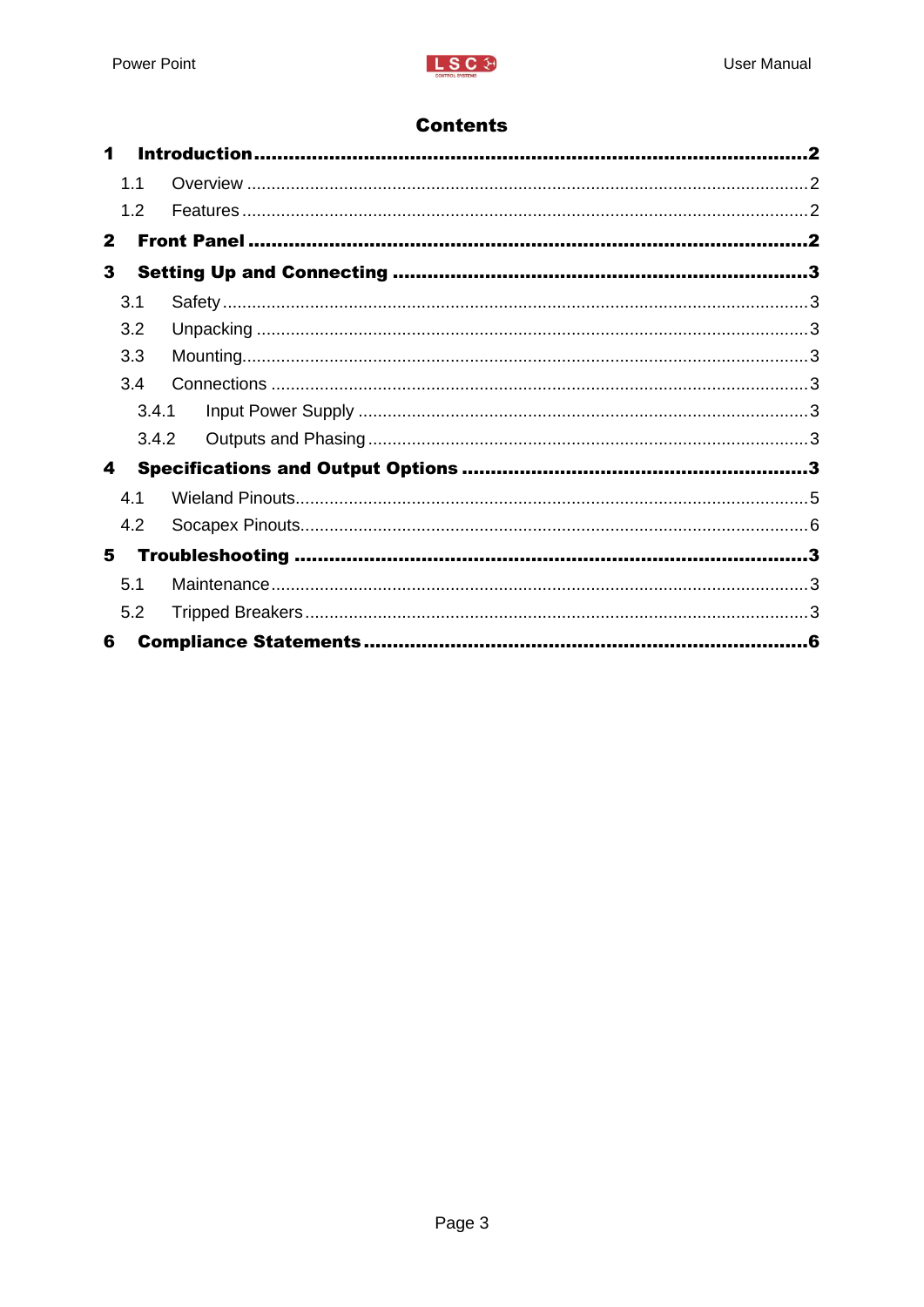# Contents

**1 Introduction ........................................................................................ 2**

1.1 Overview ........................................................................................ 2

1.2 Features ........................................................................................ 2

**2 Front Panel ........................................................................................ 2**

**3 Setting Up and Connecting ........................................................................................ 3**

3.1 Safety ........................................................................................ 3

3.2 Unpacking ........................................................................................ 3

3.3 Mounting ........................................................................................ 3

3.4 Connections ........................................................................................ 3

3.4.1 Input Power Supply ........................................................................................ 3

3.4.2 Outputs and Phasing ........................................................................................ 3

**4 Specifications and Output Options ........................................................................................ 3**

4.1 Wieland Pinouts ........................................................................................ 5

4.2 Socapex Pinouts ........................................................................................ 6

**5 Troubleshooting ........................................................................................ 3**

5.1 Maintenance ........................................................................................ 3

5.2 Tripped Breakers ........................................................................................ 3

**6 Compliance Statements ........................................................................................ 6**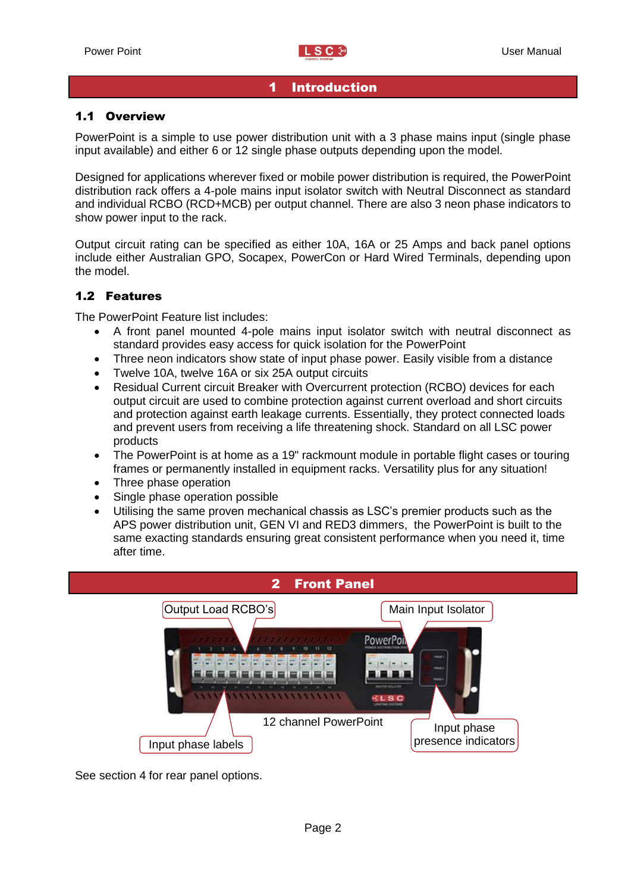# 1 Introduction

## 1.1 Overview

PowerPoint is a simple to use power distribution unit with a 3 phase mains input (single phase input available) and either 6 or 12 single phase outputs depending upon the model.

Designed for applications wherever fixed or mobile power distribution is required, the PowerPoint distribution rack offers a 4-pole mains input isolator switch with Neutral Disconnect as standard and individual RCBO (RCD+MCB) per output channel. There are also 3 neon phase indicators to show power input to the rack.

Output circuit rating can be specified as either 10A, 16A or 25 Amps and back panel options include either Australian GPO, Socapex, PowerCon or Hard Wired Terminals, depending upon the model.

## 1.2 Features

The PowerPoint Feature list includes:

- A front panel mounted 4-pole mains input isolator switch with neutral disconnect as standard provides easy access for quick isolation for the PowerPoint
- Three neon indicators show state of input phase power. Easily visible from a distance
- Twelve 10A, twelve 16A or six 25A output circuits
- Residual Current circuit Breaker with Overcurrent protection (RCBO) devices for each output circuit are used to combine protection against current overload and short circuits and protection against earth leakage currents. Essentially, they protect connected loads and prevent users from receiving a life threatening shock. Standard on all LSC power products
- The PowerPoint is at home as a 19" rackmount module in portable flight cases or touring frames or permanently installed in equipment racks. Versatility plus for any situation!
- Three phase operation
- Single phase operation possible
- Utilising the same proven mechanical chassis as LSC's premier products such as the APS power distribution unit, GEN VI and RED3 dimmers, the PowerPoint is built to the same exacting standards ensuring great consistent performance when you need it, time after time.

# 2 Front Panel

Output Load RCBO's

Main Input Isolator

Input phase labels

Input phase presence indicators

12 channel PowerPoint

See section 4 for rear panel options.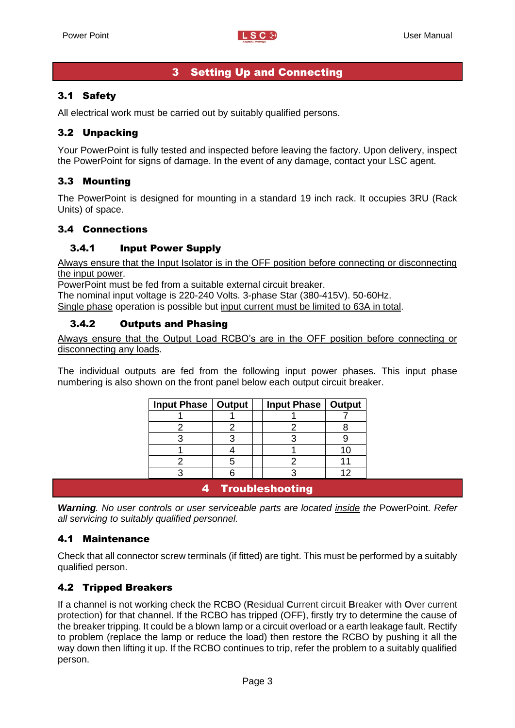# 3 Setting Up and Connecting

## 3.1 Safety

All electrical work must be carried out by suitably qualified persons.

## 3.2 Unpacking

Your PowerPoint is fully tested and inspected before leaving the factory. Upon delivery, inspect the PowerPoint for signs of damage. In the event of any damage, contact your LSC agent.

## 3.3 Mounting

The PowerPoint is designed for mounting in a standard 19 inch rack. It occupies 3RU (Rack Units) of space.

## 3.4 Connections

### 3.4.1 Input Power Supply

<u>Always ensure that the Input Isolator is in the OFF position before connecting or disconnecting the input power</u>.
PowerPoint must be fed from a suitable external circuit breaker.
The nominal input voltage is 220-240 Volts. 3-phase Star (380-415V). 50-60Hz.
<u>Single phase</u> operation is possible but <u>input current must be limited to 63A in total</u>.

### 3.4.2 Outputs and Phasing

<u>Always ensure that the Output Load RCBO's are in the OFF position before connecting or disconnecting any loads</u>.

The individual outputs are fed from the following input power phases. This input phase numbering is also shown on the front panel below each output circuit breaker.

| Input Phase | Output | | Input Phase | Output |
|---|---|---|---|---|
| 1 | 1 | | 1 | 7 |
| 2 | 2 | | 2 | 8 |
| 3 | 3 | | 3 | 9 |
| 1 | 4 | | 1 | 10 |
| 2 | 5 | | 2 | 11 |
| 3 | 6 | | 3 | 12 |

# 4 Troubleshooting

***Warning**. No user controls or user serviceable parts are located <u>inside</u> the* PowerPoint*. Refer all servicing to suitably qualified personnel.*

## 4.1 Maintenance

Check that all connector screw terminals (if fitted) are tight. This must be performed by a suitably qualified person.

## 4.2 Tripped Breakers

If a channel is not working check the RCBO (**R**esidual **C**urrent circuit **B**reaker with **O**ver current protection) for that channel. If the RCBO has tripped (OFF), firstly try to determine the cause of the breaker tripping. It could be a blown lamp or a circuit overload or a earth leakage fault. Rectify to problem (replace the lamp or reduce the load) then restore the RCBO by pushing it all the way down then lifting it up. If the RCBO continues to trip, refer the problem to a suitably qualified person.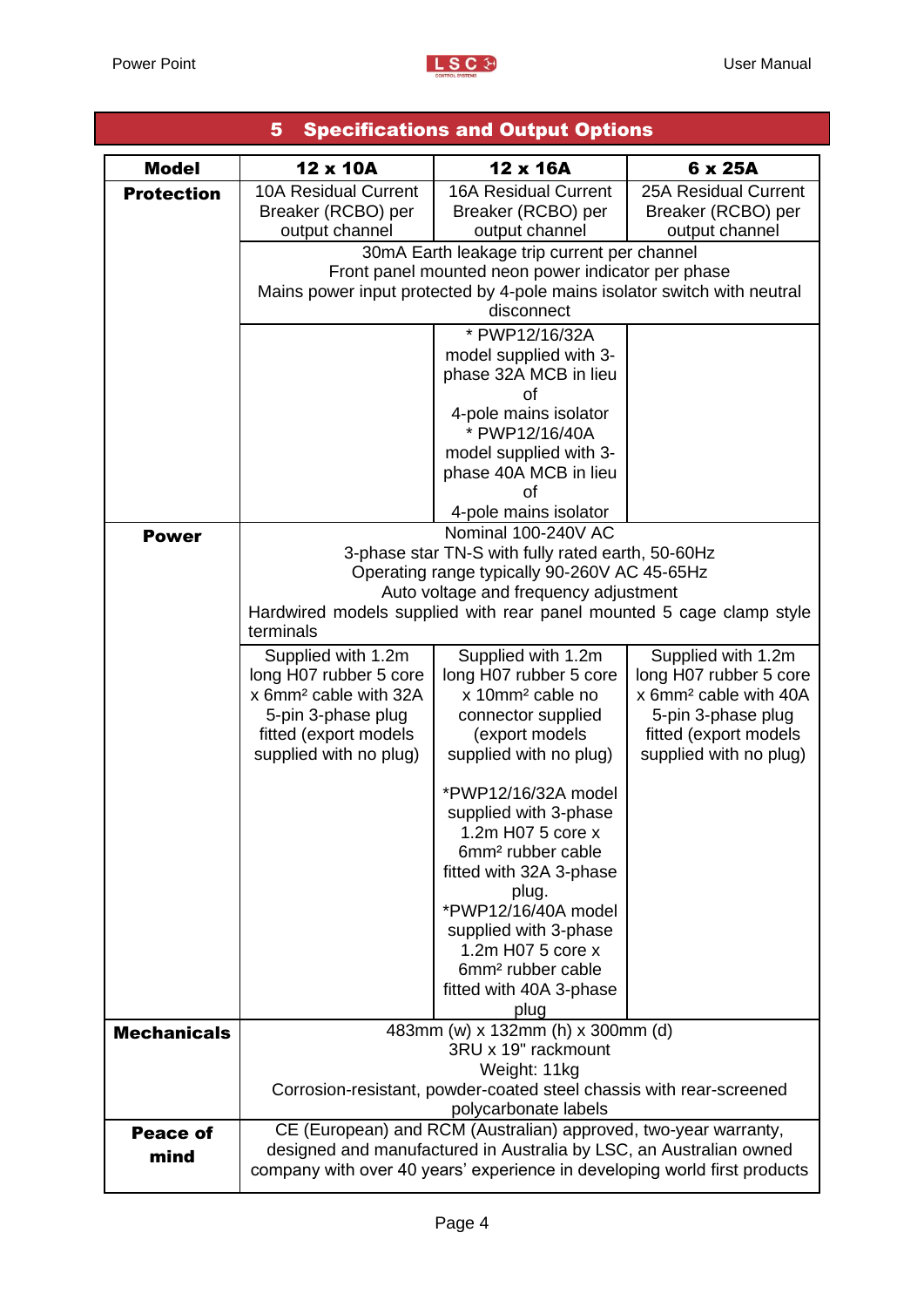## 5 Specifications and Output Options

| Model | 12 x 10A | 12 x 16A | 6 x 25A |
|---|---|---|---|
| **Protection** | 10A Residual Current Breaker (RCBO) per output channel | 16A Residual Current Breaker (RCBO) per output channel | 25A Residual Current Breaker (RCBO) per output channel |
| | 30mA Earth leakage trip current per channel<br>Front panel mounted neon power indicator per phase<br>Mains power input protected by 4-pole mains isolator switch with neutral disconnect | | |
| | | * PWP12/16/32A model supplied with 3-phase 32A MCB in lieu of 4-pole mains isolator<br>* PWP12/16/40A model supplied with 3-phase 40A MCB in lieu of 4-pole mains isolator | |
| **Power** | Nominal 100-240V AC<br>3-phase star TN-S with fully rated earth, 50-60Hz<br>Operating range typically 90-260V AC 45-65Hz<br>Auto voltage and frequency adjustment<br>Hardwired models supplied with rear panel mounted 5 cage clamp style terminals | | |
| | Supplied with 1.2m long H07 rubber 5 core x 6mm² cable with 32A 5-pin 3-phase plug fitted (export models supplied with no plug) | Supplied with 1.2m long H07 rubber 5 core x 10mm² cable no connector supplied (export models supplied with no plug)<br><br>*PWP12/16/32A model supplied with 3-phase 1.2m H07 5 core x 6mm² rubber cable fitted with 32A 3-phase plug.<br>*PWP12/16/40A model supplied with 3-phase 1.2m H07 5 core x 6mm² rubber cable fitted with 40A 3-phase plug | Supplied with 1.2m long H07 rubber 5 core x 6mm² cable with 40A 5-pin 3-phase plug fitted (export models supplied with no plug) |
| **Mechanicals** | 483mm (w) x 132mm (h) x 300mm (d)<br>3RU x 19" rackmount<br>Weight: 11kg<br>Corrosion-resistant, powder-coated steel chassis with rear-screened polycarbonate labels | | |
| **Peace of mind** | CE (European) and RCM (Australian) approved, two-year warranty, designed and manufactured in Australia by LSC, an Australian owned company with over 40 years' experience in developing world first products | | |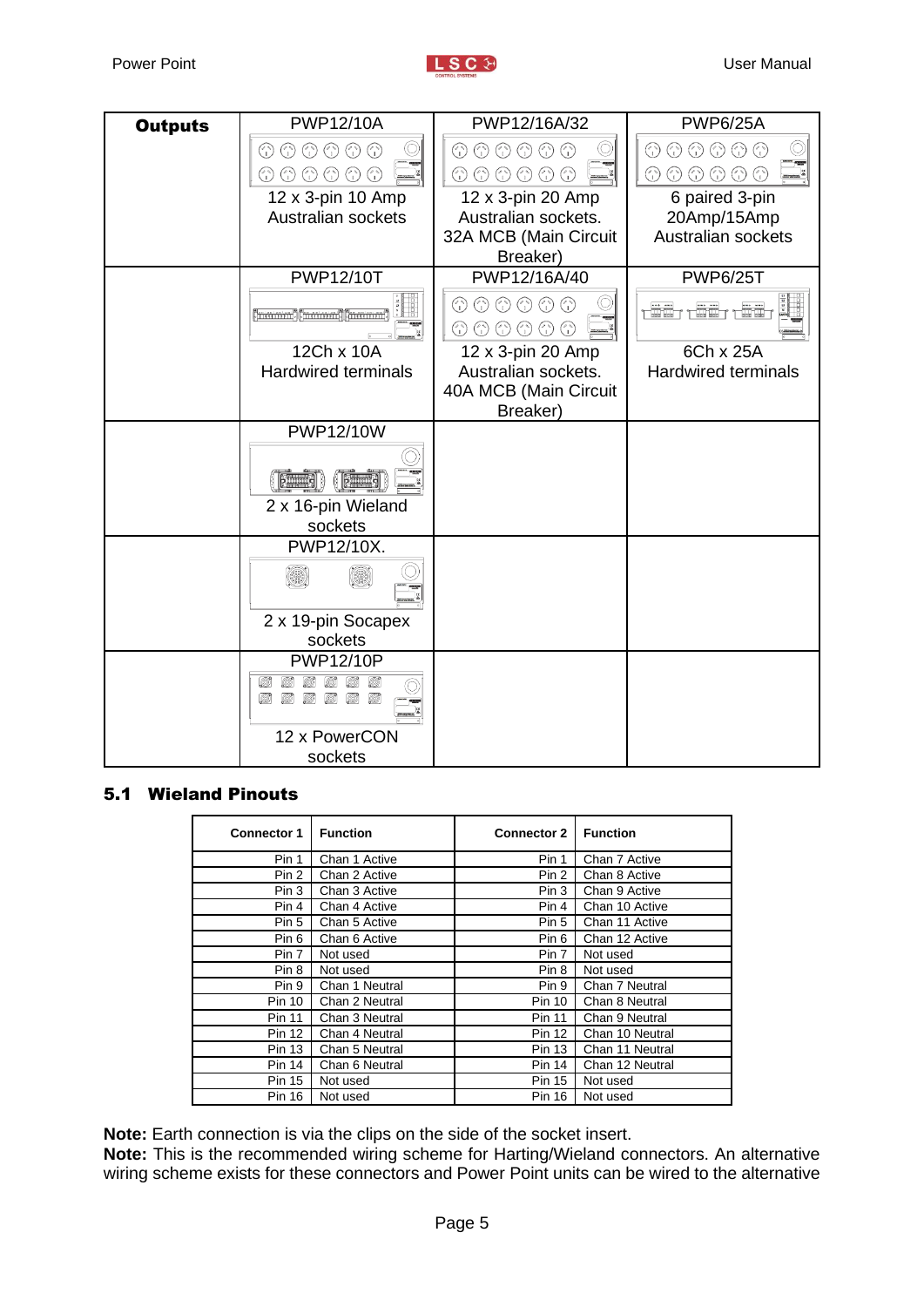| Outputs | PWP12/10A | PWP12/16A/32 | PWP6/25A |
|---|---|---|---|
| | 12 x 3-pin 10 Amp Australian sockets | 12 x 3-pin 20 Amp Australian sockets. 32A MCB (Main Circuit Breaker) | 6 paired 3-pin 20Amp/15Amp Australian sockets |
| | PWP12/10T | PWP12/16A/40 | PWP6/25T |
| | 12Ch x 10A Hardwired terminals | 12 x 3-pin 20 Amp Australian sockets. 40A MCB (Main Circuit Breaker) | 6Ch x 25A Hardwired terminals |
| | PWP12/10W | | |
| | 2 x 16-pin Wieland sockets | | |
| | PWP12/10X. | | |
| | 2 x 19-pin Socapex sockets | | |
| | PWP12/10P | | |
| | 12 x PowerCON sockets | | |

## 5.1 Wieland Pinouts

| Connector 1 | Function | Connector 2 | Function |
|---|---|---|---|
| Pin 1 | Chan 1 Active | Pin 1 | Chan 7 Active |
| Pin 2 | Chan 2 Active | Pin 2 | Chan 8 Active |
| Pin 3 | Chan 3 Active | Pin 3 | Chan 9 Active |
| Pin 4 | Chan 4 Active | Pin 4 | Chan 10 Active |
| Pin 5 | Chan 5 Active | Pin 5 | Chan 11 Active |
| Pin 6 | Chan 6 Active | Pin 6 | Chan 12 Active |
| Pin 7 | Not used | Pin 7 | Not used |
| Pin 8 | Not used | Pin 8 | Not used |
| Pin 9 | Chan 1 Neutral | Pin 9 | Chan 7 Neutral |
| Pin 10 | Chan 2 Neutral | Pin 10 | Chan 8 Neutral |
| Pin 11 | Chan 3 Neutral | Pin 11 | Chan 9 Neutral |
| Pin 12 | Chan 4 Neutral | Pin 12 | Chan 10 Neutral |
| Pin 13 | Chan 5 Neutral | Pin 13 | Chan 11 Neutral |
| Pin 14 | Chan 6 Neutral | Pin 14 | Chan 12 Neutral |
| Pin 15 | Not used | Pin 15 | Not used |
| Pin 16 | Not used | Pin 16 | Not used |

**Note:** Earth connection is via the clips on the side of the socket insert.
**Note:** This is the recommended wiring scheme for Harting/Wieland connectors. An alternative wiring scheme exists for these connectors and Power Point units can be wired to the alternative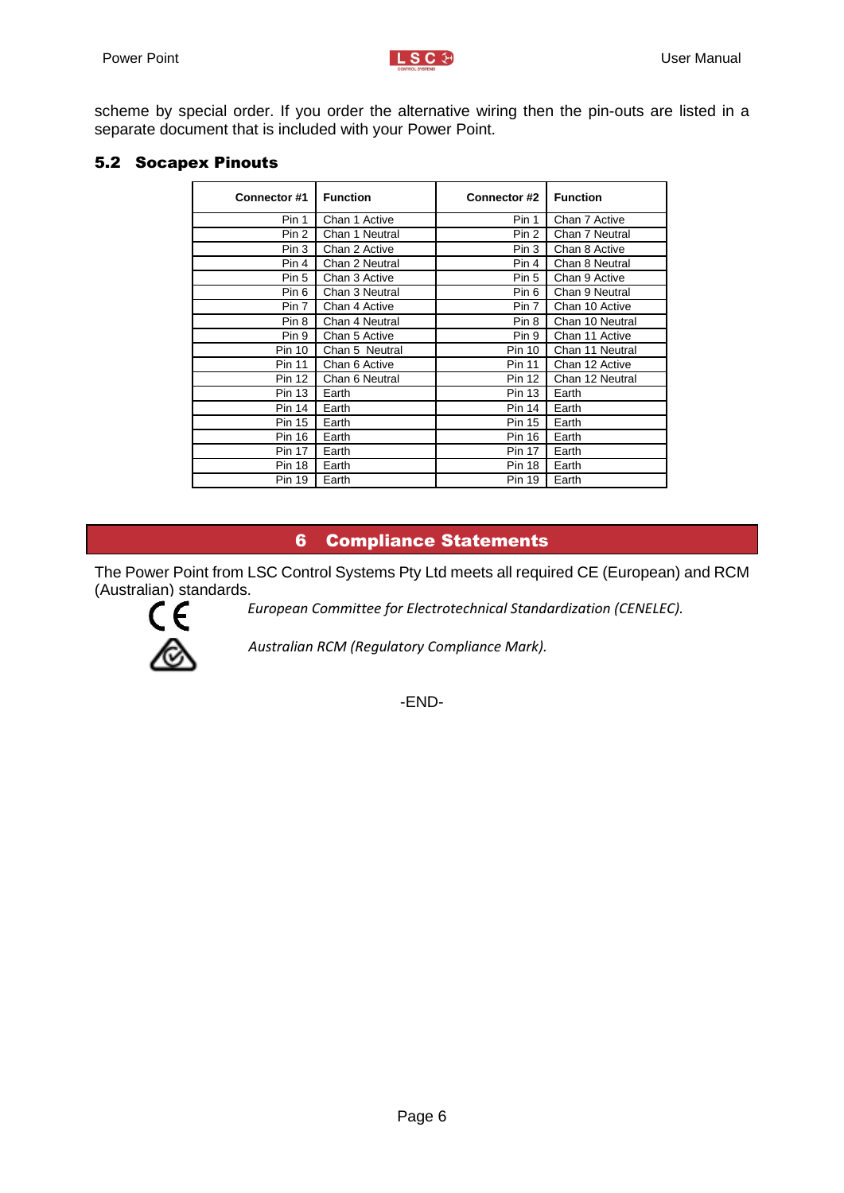scheme by special order. If you order the alternative wiring then the pin-outs are listed in a separate document that is included with your Power Point.

### 5.2 Socapex Pinouts

| Connector #1 | Function | Connector #2 | Function |
|---|---|---|---|
| Pin 1 | Chan 1 Active | Pin 1 | Chan 7 Active |
| Pin 2 | Chan 1 Neutral | Pin 2 | Chan 7 Neutral |
| Pin 3 | Chan 2 Active | Pin 3 | Chan 8 Active |
| Pin 4 | Chan 2 Neutral | Pin 4 | Chan 8 Neutral |
| Pin 5 | Chan 3 Active | Pin 5 | Chan 9 Active |
| Pin 6 | Chan 3 Neutral | Pin 6 | Chan 9 Neutral |
| Pin 7 | Chan 4 Active | Pin 7 | Chan 10 Active |
| Pin 8 | Chan 4 Neutral | Pin 8 | Chan 10 Neutral |
| Pin 9 | Chan 5 Active | Pin 9 | Chan 11 Active |
| Pin 10 | Chan 5 Neutral | Pin 10 | Chan 11 Neutral |
| Pin 11 | Chan 6 Active | Pin 11 | Chan 12 Active |
| Pin 12 | Chan 6 Neutral | Pin 12 | Chan 12 Neutral |
| Pin 13 | Earth | Pin 13 | Earth |
| Pin 14 | Earth | Pin 14 | Earth |
| Pin 15 | Earth | Pin 15 | Earth |
| Pin 16 | Earth | Pin 16 | Earth |
| Pin 17 | Earth | Pin 17 | Earth |
| Pin 18 | Earth | Pin 18 | Earth |
| Pin 19 | Earth | Pin 19 | Earth |

## 6 Compliance Statements

The Power Point from LSC Control Systems Pty Ltd meets all required CE (European) and RCM (Australian) standards.

*European Committee for Electrotechnical Standardization (CENELEC).*

*Australian RCM (Regulatory Compliance Mark).*

-END-